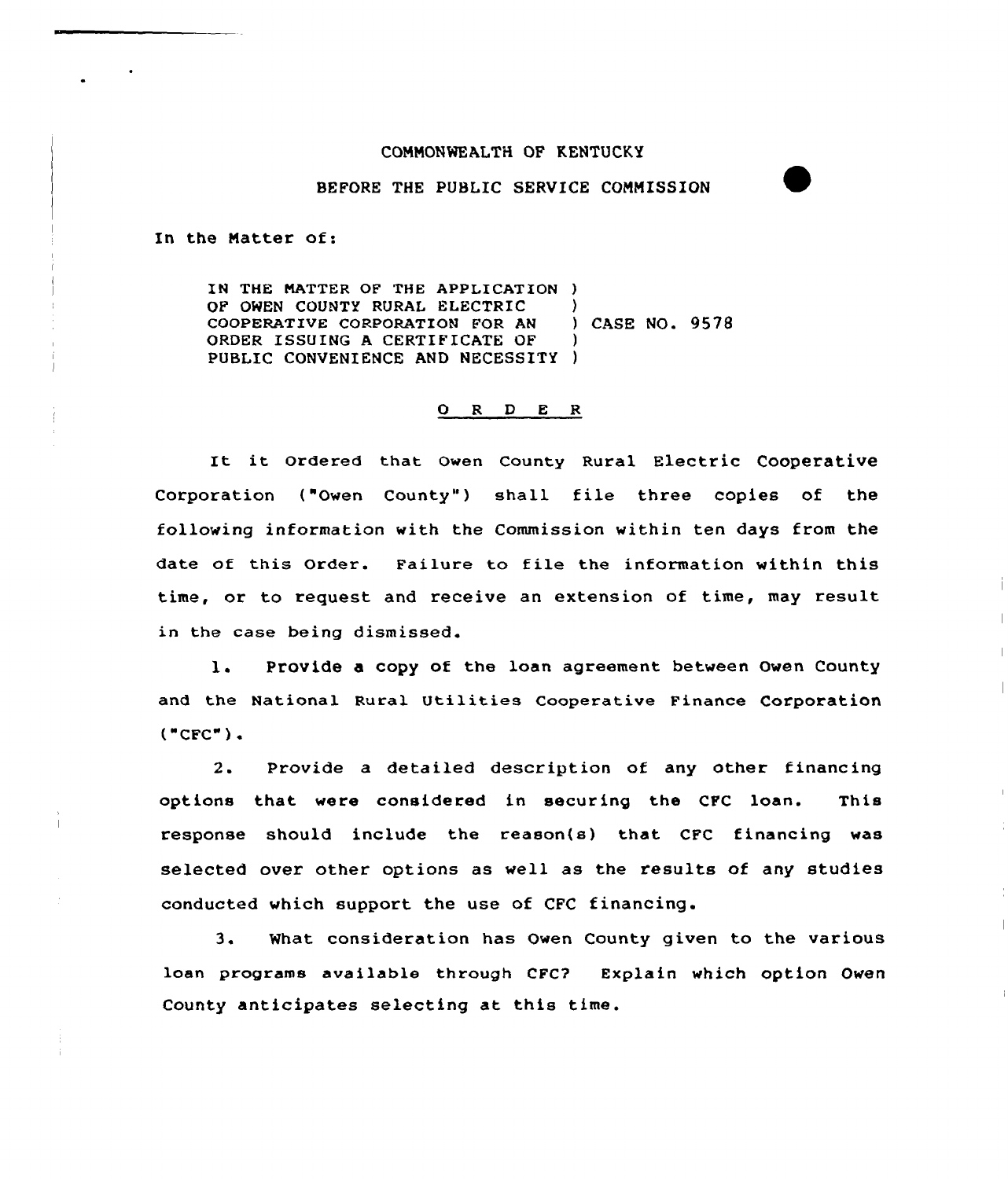COMMONWEALTH OF KENTUCKY

BEFORE THE PUBLIC SERVICE COMMISSION

In the Matter of:

IN THE MATTER OF THE APPLICATION )
OF OWEN COUNTY RURAL ELECTRIC )
COOPERATIVE CORPORATION FOR AN ) CASE NO. 9578
ORDER ISSUING A CERTIFICATE OF )
PUBLIC CONVENIENCE AND NECESSITY )

## O R D E R

It it Ordered that Owen County Rural Electric Cooperative Corporation ("Owen County") shall file three copies of the following information with the Commission within ten days from the date of this Order. Failure to file the information within this time, or to request and receive an extension of time, may result in the case being dismissed.

1. Provide a copy of the loan agreement between Owen County and the National Rural Utilities Cooperative Finance Corporation ("CFC").

2. Provide a detailed description of any other financing options that were considered in securing the CFC loan. This response should include the reason(s) that CFC financing was selected over other options as well as the results of any studies conducted which support the use of CFC financing.

3. What consideration has Owen County given to the various loan programs available through CFC? Explain which option Owen County anticipates selecting at this time.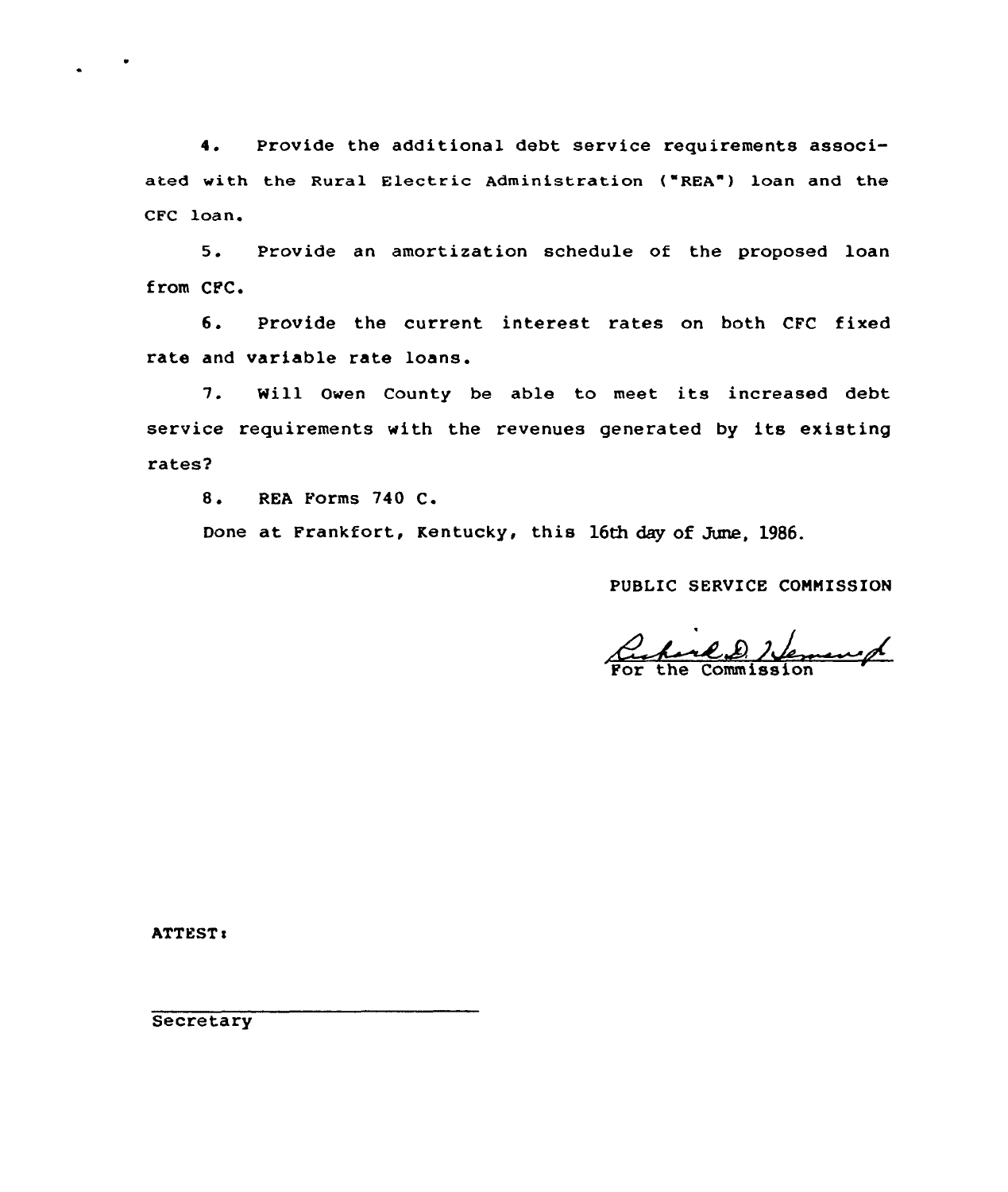4. Provide the additional debt service requirements associated with the Rural Electric Administration ("REA") loan and the CFC loan.

5. Provide an amortization schedule of the proposed loan from CFC.

6. Provide the current interest rates on both CFC fixed rate and variable rate loans.

7. Will Owen County be able to meet its increased debt service requirements with the revenues generated by its existing rates?

8. REA Forms 740 C.

Done at Frankfort, Kentucky, this 16th day of June, 1986.

PUBLIC SERVICE COMMISSION

For the Commission

ATTEST:

Secretary